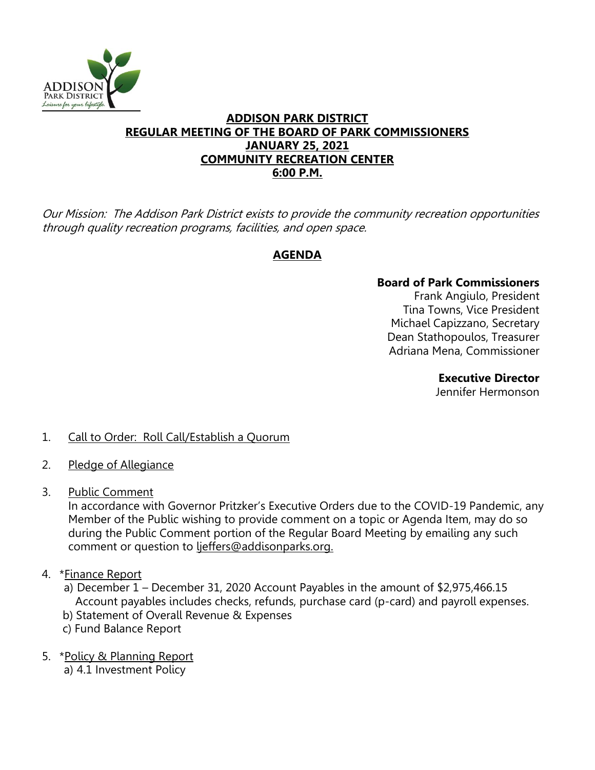# ADDISON PARK DISTRICT
## REGULAR MEETING OF THE BOARD OF PARK COMMISSIONERS
## JANUARY 25, 2021
## COMMUNITY RECREATION CENTER
## 6:00 P.M.

*Our Mission: The Addison Park District exists to provide the community recreation opportunities through quality recreation programs, facilities, and open space.*

## AGENDA

**Board of Park Commissioners**
Frank Angiulo, President
Tina Towns, Vice President
Michael Capizzano, Secretary
Dean Stathopoulos, Treasurer
Adriana Mena, Commissioner

**Executive Director**
Jennifer Hermonson

1. Call to Order: Roll Call/Establish a Quorum

2. Pledge of Allegiance

3. Public Comment
   In accordance with Governor Pritzker's Executive Orders due to the COVID-19 Pandemic, any Member of the Public wishing to provide comment on a topic or Agenda Item, may do so during the Public Comment portion of the Regular Board Meeting by emailing any such comment or question to ljeffers@addisonparks.org.

4. *Finance Report
   a) December 1 – December 31, 2020 Account Payables in the amount of $2,975,466.15
      Account payables includes checks, refunds, purchase card (p-card) and payroll expenses.
   b) Statement of Overall Revenue & Expenses
   c) Fund Balance Report

5. *Policy & Planning Report
   a) 4.1 Investment Policy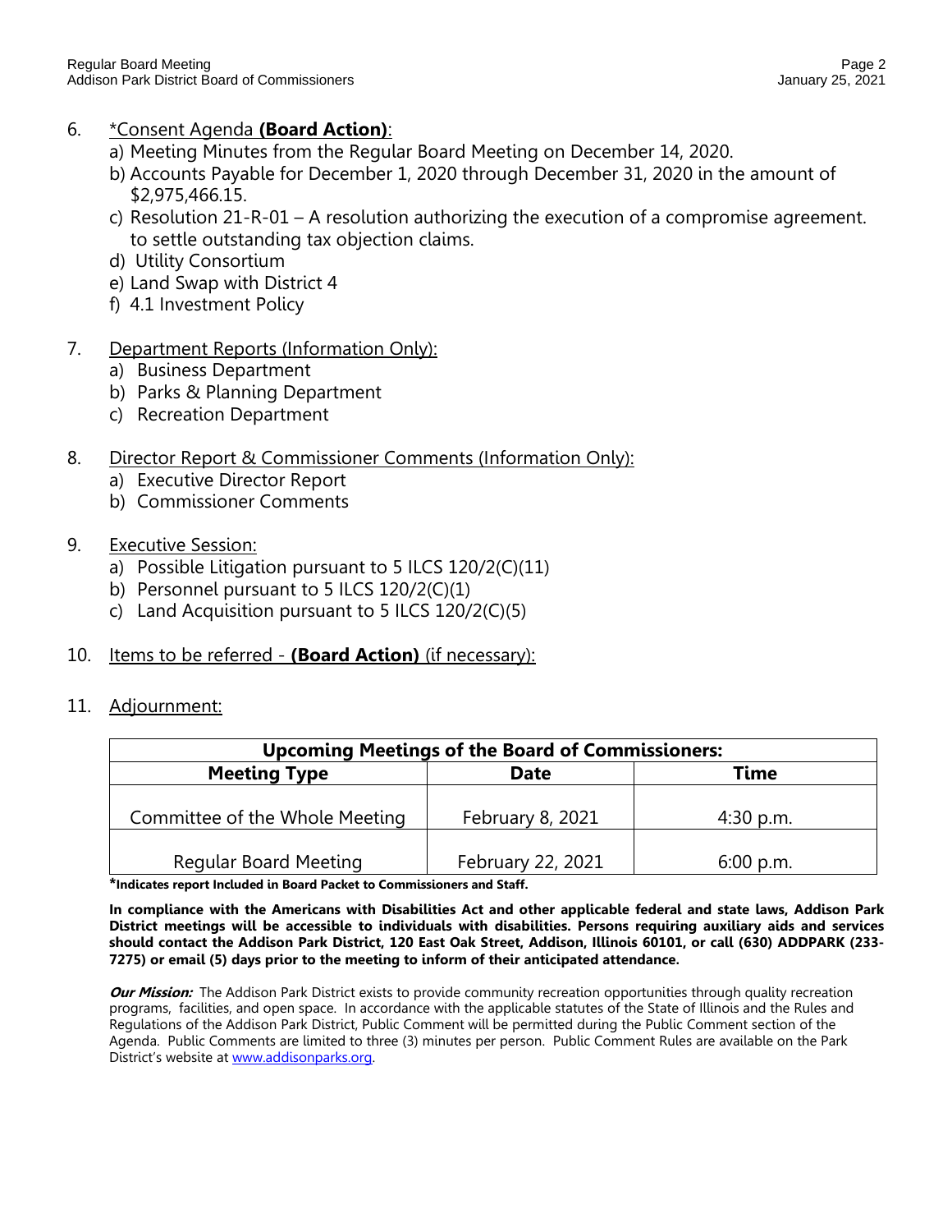6. *Consent Agenda **(Board Action)**:
   a) Meeting Minutes from the Regular Board Meeting on December 14, 2020.
   b) Accounts Payable for December 1, 2020 through December 31, 2020 in the amount of $2,975,466.15.
   c) Resolution 21-R-01 – A resolution authorizing the execution of a compromise agreement. to settle outstanding tax objection claims.
   d) Utility Consortium
   e) Land Swap with District 4
   f) 4.1 Investment Policy

7. Department Reports (Information Only):
   a) Business Department
   b) Parks & Planning Department
   c) Recreation Department

8. Director Report & Commissioner Comments (Information Only):
   a) Executive Director Report
   b) Commissioner Comments

9. Executive Session:
   a) Possible Litigation pursuant to 5 ILCS 120/2(C)(11)
   b) Personnel pursuant to 5 ILCS 120/2(C)(1)
   c) Land Acquisition pursuant to 5 ILCS 120/2(C)(5)

10. Items to be referred - **(Board Action)** (if necessary):

11. Adjournment:

| **Upcoming Meetings of the Board of Commissioners:** | | |
|---|---|---|
| **Meeting Type** | **Date** | **Time** |
| Committee of the Whole Meeting | February 8, 2021 | 4:30 p.m. |
| Regular Board Meeting | February 22, 2021 | 6:00 p.m. |

***Indicates report Included in Board Packet to Commissioners and Staff.**

**In compliance with the Americans with Disabilities Act and other applicable federal and state laws, Addison Park District meetings will be accessible to individuals with disabilities. Persons requiring auxiliary aids and services should contact the Addison Park District, 120 East Oak Street, Addison, Illinois 60101, or call (630) ADDPARK (233-7275) or email (5) days prior to the meeting to inform of their anticipated attendance.**

***Our Mission:*** The Addison Park District exists to provide community recreation opportunities through quality recreation programs, facilities, and open space. In accordance with the applicable statutes of the State of Illinois and the Rules and Regulations of the Addison Park District, Public Comment will be permitted during the Public Comment section of the Agenda. Public Comments are limited to three (3) minutes per person. Public Comment Rules are available on the Park District's website at www.addisonparks.org.